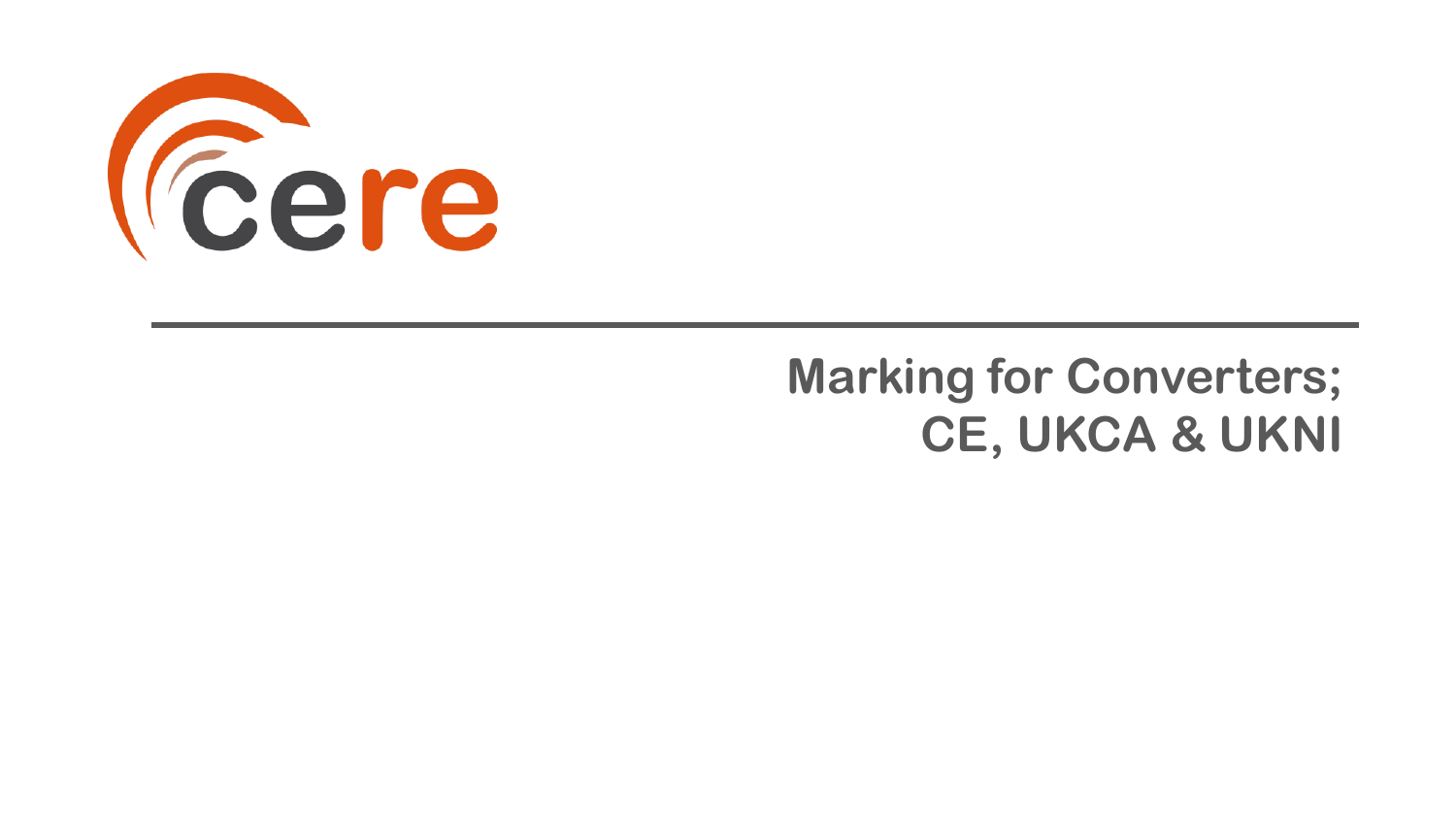cere

# Marking for Converters; CE, UKCA & UKNI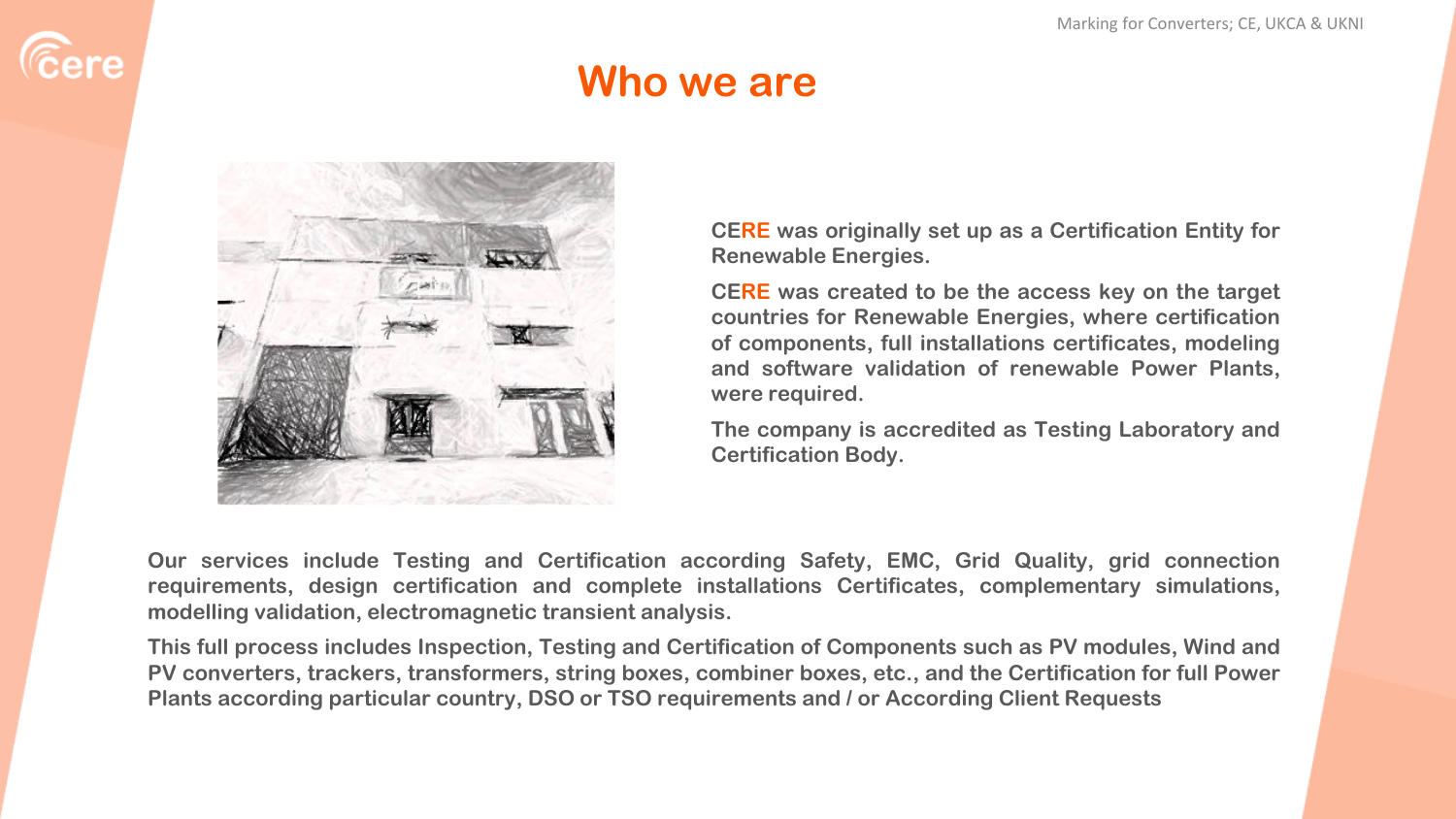# Who we are

**CERE was originally set up as a Certification Entity for Renewable Energies.**

**CERE was created to be the access key on the target countries for Renewable Energies, where certification of components, full installations certificates, modeling and software validation of renewable Power Plants, were required.**

**The company is accredited as Testing Laboratory and Certification Body.**

**Our services include Testing and Certification according Safety, EMC, Grid Quality, grid connection requirements, design certification and complete installations Certificates, complementary simulations, modelling validation, electromagnetic transient analysis.**

**This full process includes Inspection, Testing and Certification of Components such as PV modules, Wind and PV converters, trackers, transformers, string boxes, combiner boxes, etc., and the Certification for full Power Plants according particular country, DSO or TSO requirements and / or According Client Requests**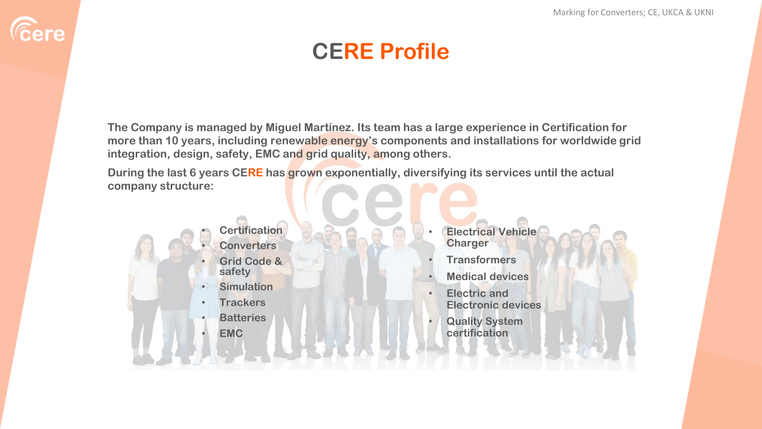# CERE Profile

**The Company is managed by Miguel Martínez. Its team has a large experience in Certification for more than 10 years, including renewable energy's components and installations for worldwide grid integration, design, safety, EMC and grid quality, among others.**

**During the last 6 years CERE has grown exponentially, diversifying its services until the actual company structure:**

- Certification
- Converters
- Grid Code & safety
- Simulation
- Trackers
- Batteries
- EMC
- Electrical Vehicle Charger
- Transformers
- Medical devices
- Electric and Electronic devices
- Quality System certification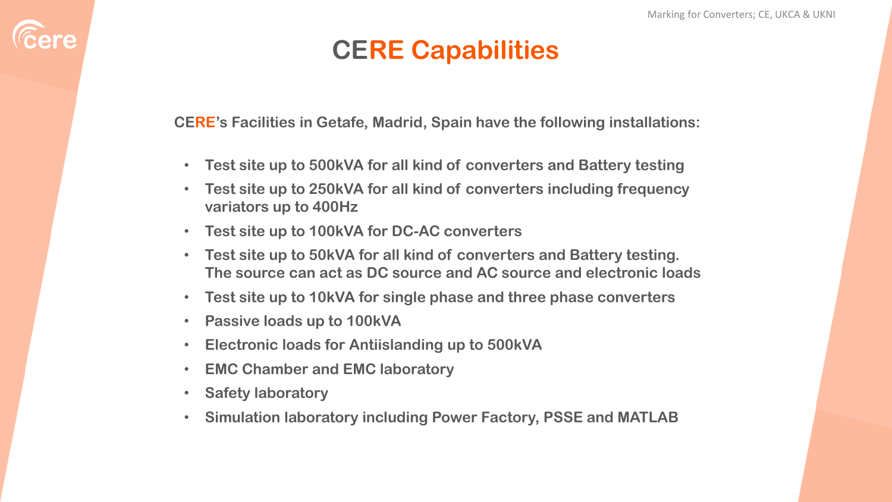# CERE Capabilities

**CERE's Facilities in Getafe, Madrid, Spain have the following installations:**

- **Test site up to 500kVA for all kind of converters and Battery testing**
- **Test site up to 250kVA for all kind of converters including frequency variators up to 400Hz**
- **Test site up to 100kVA for DC-AC converters**
- **Test site up to 50kVA for all kind of converters and Battery testing. The source can act as DC source and AC source and electronic loads**
- **Test site up to 10kVA for single phase and three phase converters**
- **Passive loads up to 100kVA**
- **Electronic loads for Antiislanding up to 500kVA**
- **EMC Chamber and EMC laboratory**
- **Safety laboratory**
- **Simulation laboratory including Power Factory, PSSE and MATLAB**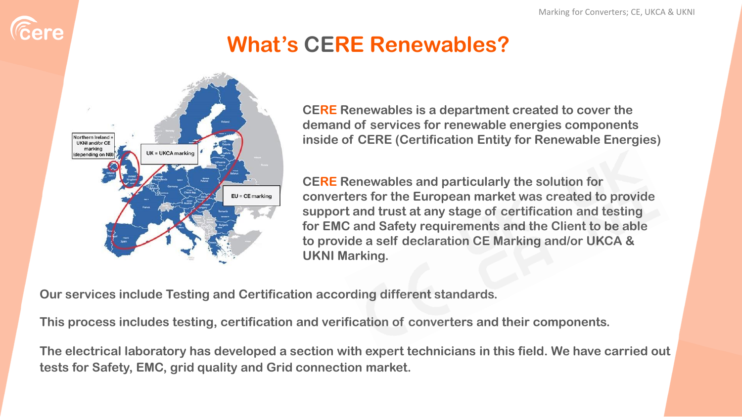# What's CERE Renewables?

CERE Renewables is a department created to cover the demand of services for renewable energies components inside of CERE (Certification Entity for Renewable Energies)

CERE Renewables and particularly the solution for converters for the European market was created to provide support and trust at any stage of certification and testing for EMC and Safety requirements and the Client to be able to provide a self declaration CE Marking and/or UKCA & UKNI Marking.

Our services include Testing and Certification according different standards.

This process includes testing, certification and verification of converters and their components.

The electrical laboratory has developed a section with expert technicians in this field. We have carried out tests for Safety, EMC, grid quality and Grid connection market.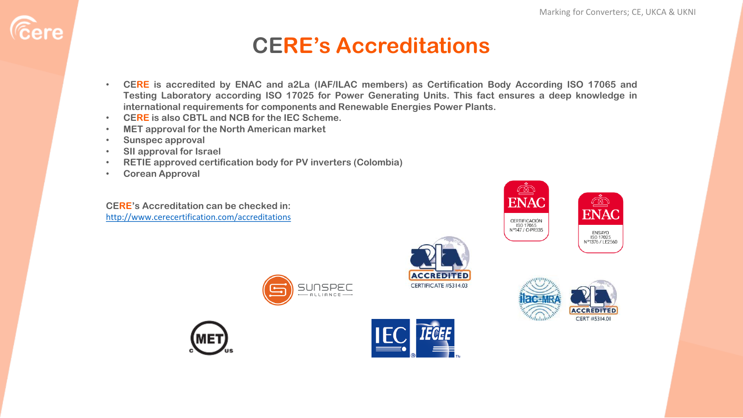# CERE's Accreditations

- **CERE is accredited by ENAC and a2La (IAF/ILAC members) as Certification Body According ISO 17065 and Testing Laboratory according ISO 17025 for Power Generating Units. This fact ensures a deep knowledge in international requirements for components and Renewable Energies Power Plants.**
- **CERE is also CBTL and NCB for the IEC Scheme.**
- **MET approval for the North American market**
- **Sunspec approval**
- **SII approval for Israel**
- **RETIE approved certification body for PV inverters (Colombia)**
- **Corean Approval**

**CERE's Accreditation can be checked in:**
http://www.cerecertification.com/accreditations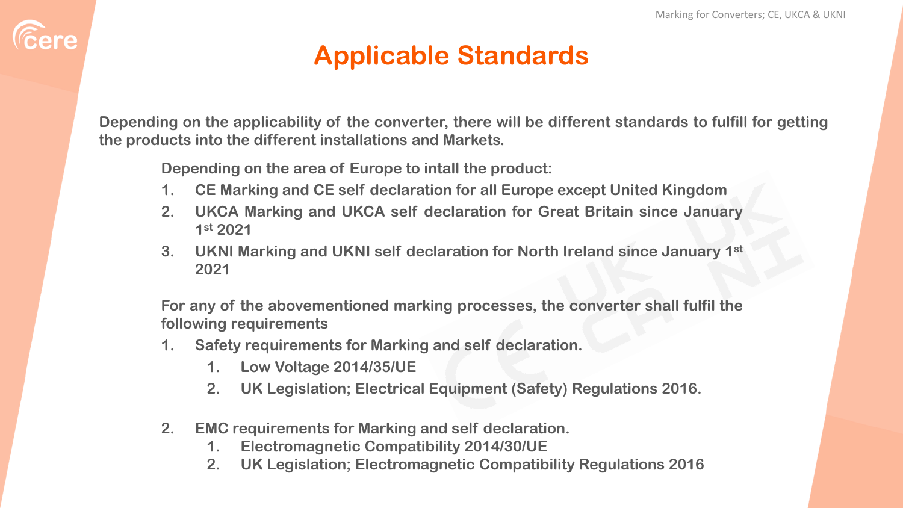# Applicable Standards

**Depending on the applicability of the converter, there will be different standards to fulfill for getting the products into the different installations and Markets.**

**Depending on the area of Europe to intall the product:**

1. **CE Marking and CE self declaration for all Europe except United Kingdom**
2. **UKCA Marking and UKCA self declaration for Great Britain since January 1st 2021**
3. **UKNI Marking and UKNI self declaration for North Ireland since January 1st 2021**

**For any of the abovementioned marking processes, the converter shall fulfil the following requirements**

1. **Safety requirements for Marking and self declaration.**
   1. **Low Voltage 2014/35/UE**
   2. **UK Legislation; Electrical Equipment (Safety) Regulations 2016.**
2. **EMC requirements for Marking and self declaration.**
   1. **Electromagnetic Compatibility 2014/30/UE**
   2. **UK Legislation; Electromagnetic Compatibility Regulations 2016**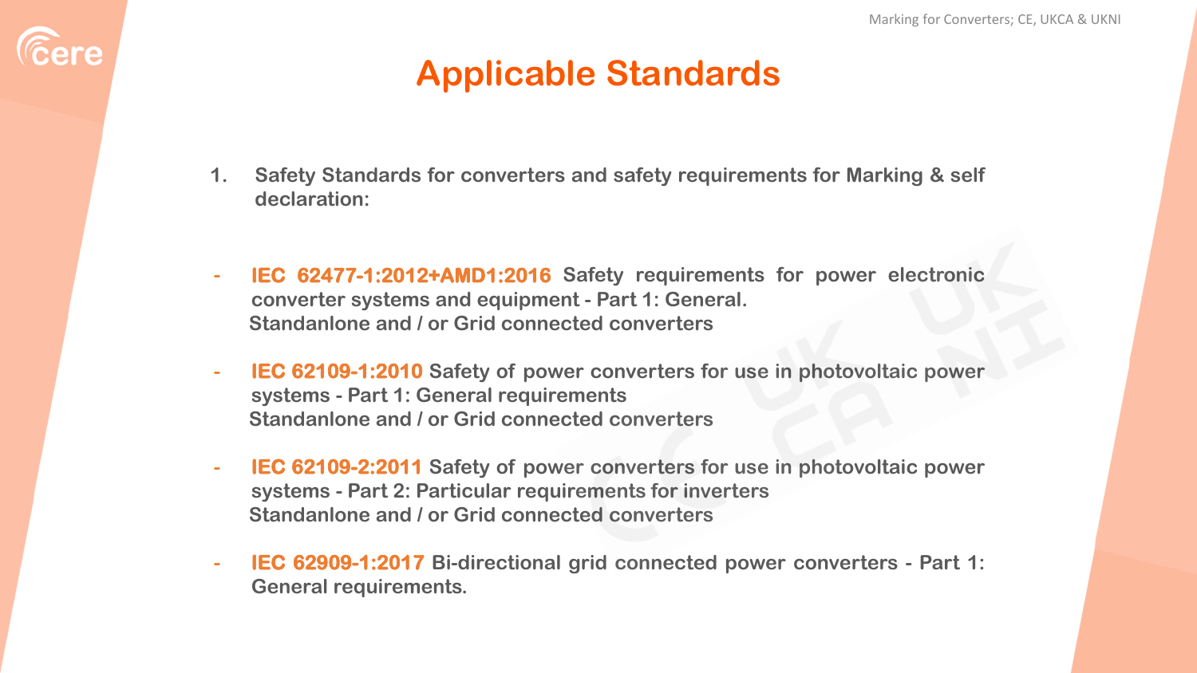# Applicable Standards

1. **Safety Standards for converters and safety requirements for Marking & self declaration:**

- **IEC 62477-1:2012+AMD1:2016** Safety requirements for power electronic converter systems and equipment - Part 1: General.
  Standanlone and / or Grid connected converters

- **IEC 62109-1:2010** Safety of power converters for use in photovoltaic power systems - Part 1: General requirements
  Standanlone and / or Grid connected converters

- **IEC 62109-2:2011** Safety of power converters for use in photovoltaic power systems - Part 2: Particular requirements for inverters
  Standanlone and / or Grid connected converters

- **IEC 62909-1:2017** Bi-directional grid connected power converters - Part 1: General requirements.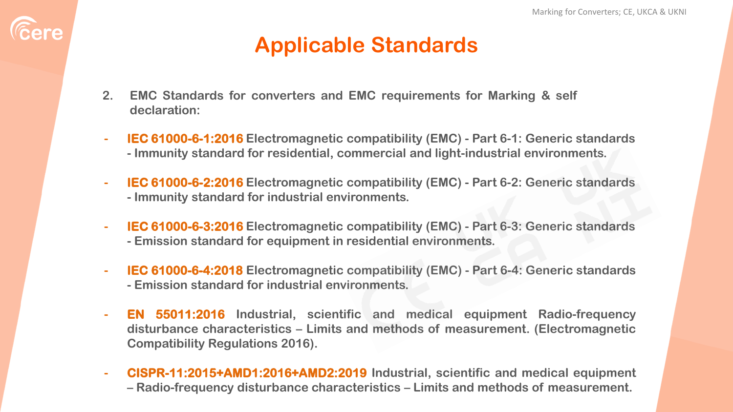# Applicable Standards

2. **EMC Standards for converters and EMC requirements for Marking & self declaration:**

- **IEC 61000-6-1:2016** Electromagnetic compatibility (EMC) - Part 6-1: Generic standards - Immunity standard for residential, commercial and light-industrial environments.
- **IEC 61000-6-2:2016** Electromagnetic compatibility (EMC) - Part 6-2: Generic standards - Immunity standard for industrial environments.
- **IEC 61000-6-3:2016** Electromagnetic compatibility (EMC) - Part 6-3: Generic standards - Emission standard for equipment in residential environments.
- **IEC 61000-6-4:2018** Electromagnetic compatibility (EMC) - Part 6-4: Generic standards - Emission standard for industrial environments.
- **EN 55011:2016** Industrial, scientific and medical equipment Radio-frequency disturbance characteristics – Limits and methods of measurement. (Electromagnetic Compatibility Regulations 2016).
- **CISPR-11:2015+AMD1:2016+AMD2:2019** Industrial, scientific and medical equipment – Radio-frequency disturbance characteristics – Limits and methods of measurement.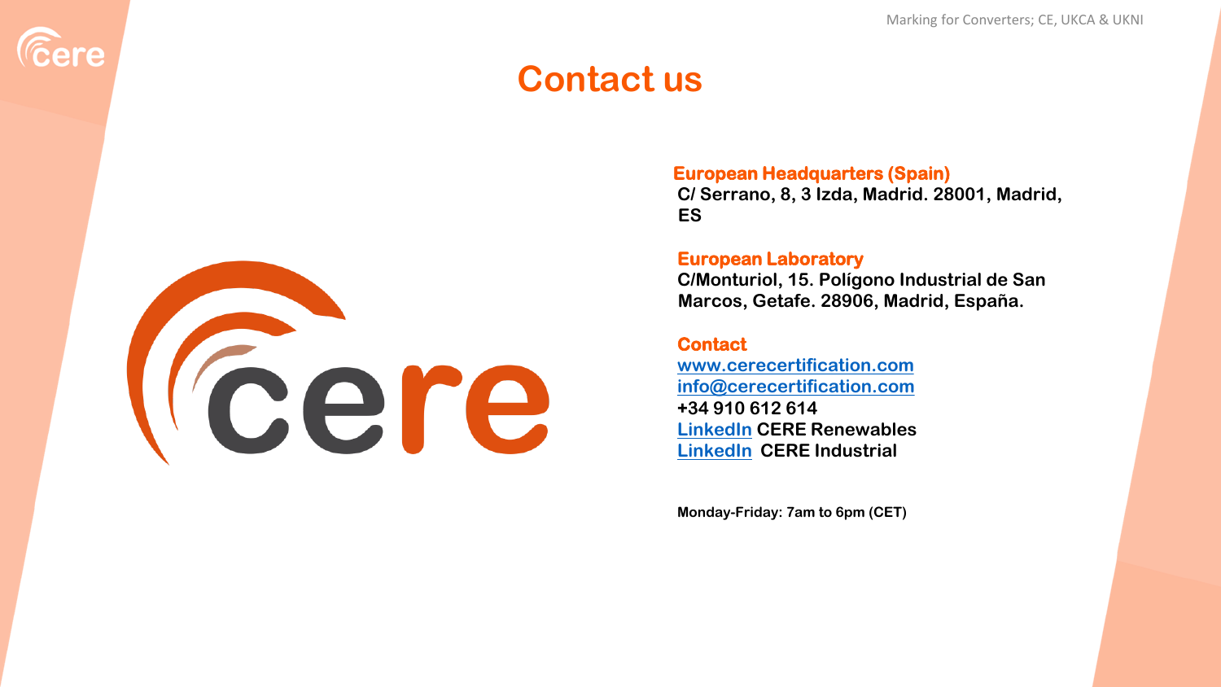# Contact us

**European Headquarters (Spain)**
**C/ Serrano, 8, 3 Izda, Madrid. 28001, Madrid, ES**

**European Laboratory**
**C/Monturiol, 15. Polígono Industrial de San Marcos, Getafe. 28906, Madrid, España.**

**Contact**
**www.cerecertification.com**
**info@cerecertification.com**
**+34 910 612 614**
**LinkedIn CERE Renewables**
**LinkedIn CERE Industrial**

**Monday-Friday: 7am to 6pm (CET)**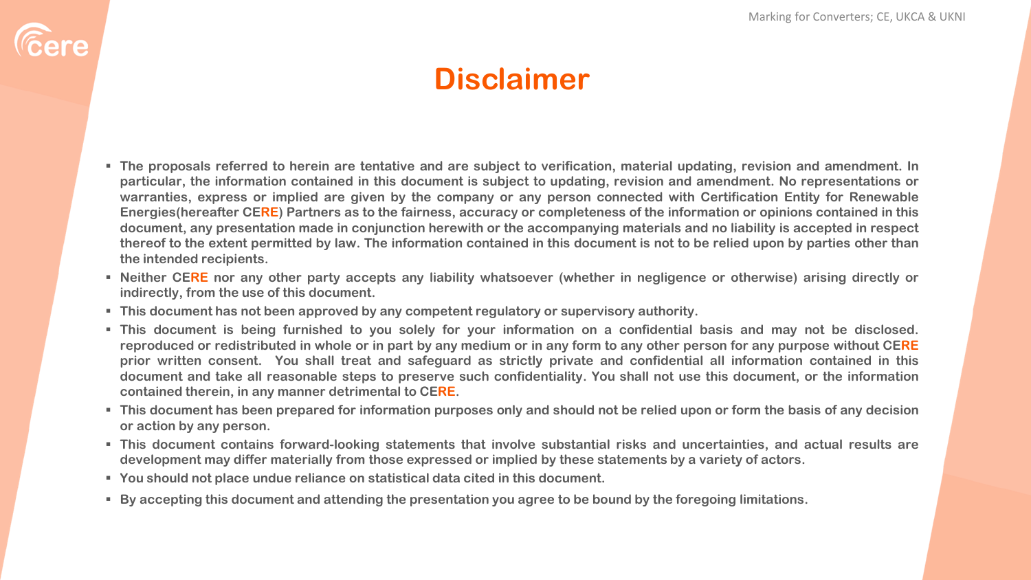# Disclaimer

- The proposals referred to herein are tentative and are subject to verification, material updating, revision and amendment. In particular, the information contained in this document is subject to updating, revision and amendment. No representations or warranties, express or implied are given by the company or any person connected with Certification Entity for Renewable Energies(hereafter CERE) Partners as to the fairness, accuracy or completeness of the information or opinions contained in this document, any presentation made in conjunction herewith or the accompanying materials and no liability is accepted in respect thereof to the extent permitted by law. The information contained in this document is not to be relied upon by parties other than the intended recipients.
- Neither CERE nor any other party accepts any liability whatsoever (whether in negligence or otherwise) arising directly or indirectly, from the use of this document.
- This document has not been approved by any competent regulatory or supervisory authority.
- This document is being furnished to you solely for your information on a confidential basis and may not be disclosed. reproduced or redistributed in whole or in part by any medium or in any form to any other person for any purpose without CERE prior written consent. You shall treat and safeguard as strictly private and confidential all information contained in this document and take all reasonable steps to preserve such confidentiality. You shall not use this document, or the information contained therein, in any manner detrimental to CERE.
- This document has been prepared for information purposes only and should not be relied upon or form the basis of any decision or action by any person.
- This document contains forward-looking statements that involve substantial risks and uncertainties, and actual results are development may differ materially from those expressed or implied by these statements by a variety of actors.
- You should not place undue reliance on statistical data cited in this document.
- By accepting this document and attending the presentation you agree to be bound by the foregoing limitations.